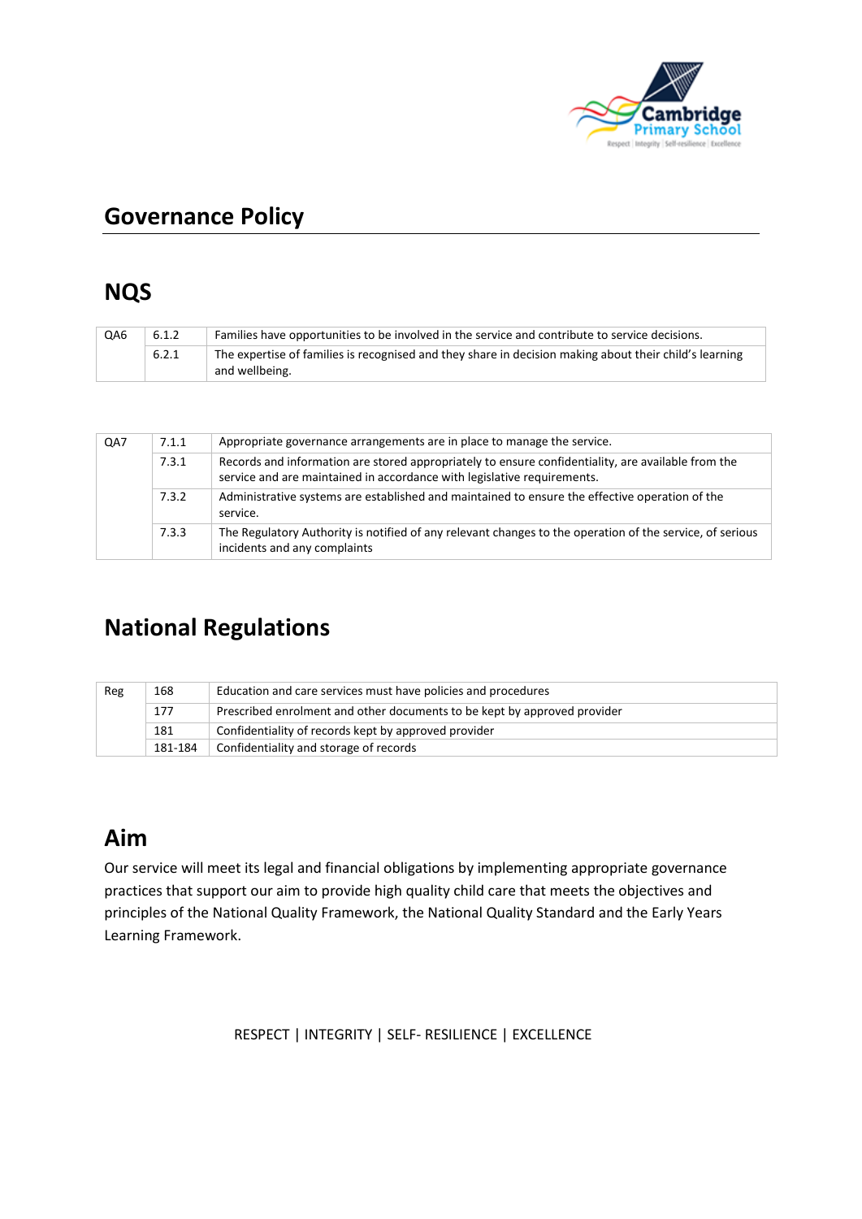# Governance Policy

## NQS

| | | |
|---|---|---|
| QA6 | 6.1.2 | Families have opportunities to be involved in the service and contribute to service decisions. |
| | 6.2.1 | The expertise of families is recognised and they share in decision making about their child's learning and wellbeing. |

| | | |
|---|---|---|
| QA7 | 7.1.1 | Appropriate governance arrangements are in place to manage the service. |
| | 7.3.1 | Records and information are stored appropriately to ensure confidentiality, are available from the service and are maintained in accordance with legislative requirements. |
| | 7.3.2 | Administrative systems are established and maintained to ensure the effective operation of the service. |
| | 7.3.3 | The Regulatory Authority is notified of any relevant changes to the operation of the service, of serious incidents and any complaints |

## National Regulations

| | | |
|---|---|---|
| Reg | 168 | Education and care services must have policies and procedures |
| | 177 | Prescribed enrolment and other documents to be kept by approved provider |
| | 181 | Confidentiality of records kept by approved provider |
| | 181-184 | Confidentiality and storage of records |

## Aim

Our service will meet its legal and financial obligations by implementing appropriate governance practices that support our aim to provide high quality child care that meets the objectives and principles of the National Quality Framework, the National Quality Standard and the Early Years Learning Framework.

RESPECT | INTEGRITY | SELF- RESILIENCE | EXCELLENCE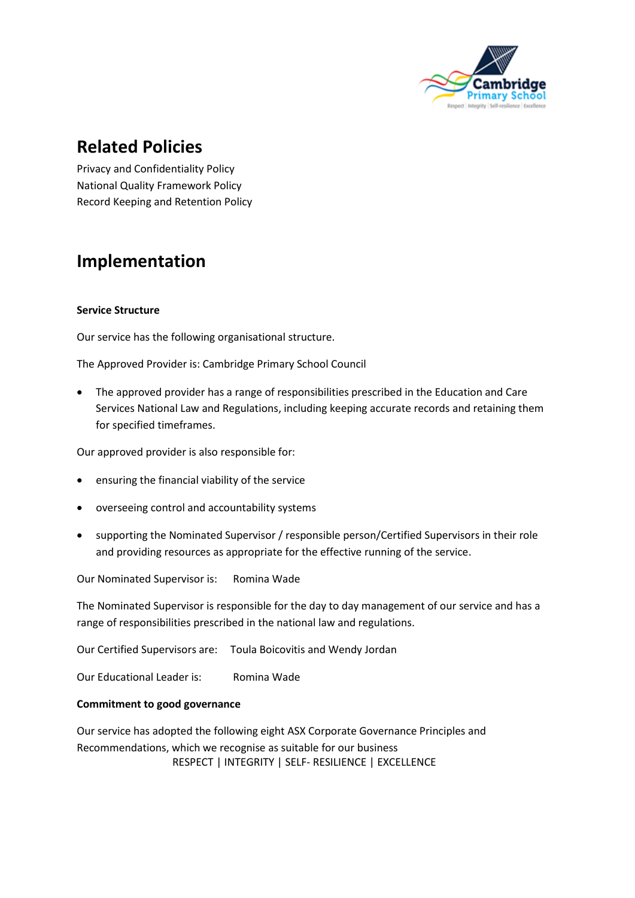## Related Policies

Privacy and Confidentiality Policy
National Quality Framework Policy
Record Keeping and Retention Policy

## Implementation

**Service Structure**

Our service has the following organisational structure.

The Approved Provider is: Cambridge Primary School Council

- The approved provider has a range of responsibilities prescribed in the Education and Care Services National Law and Regulations, including keeping accurate records and retaining them for specified timeframes.

Our approved provider is also responsible for:

- ensuring the financial viability of the service
- overseeing control and accountability systems
- supporting the Nominated Supervisor / responsible person/Certified Supervisors in their role and providing resources as appropriate for the effective running of the service.

Our Nominated Supervisor is: Romina Wade

The Nominated Supervisor is responsible for the day to day management of our service and has a range of responsibilities prescribed in the national law and regulations.

Our Certified Supervisors are: Toula Boicovitis and Wendy Jordan

Our Educational Leader is: Romina Wade

**Commitment to good governance**

Our service has adopted the following eight ASX Corporate Governance Principles and Recommendations, which we recognise as suitable for our business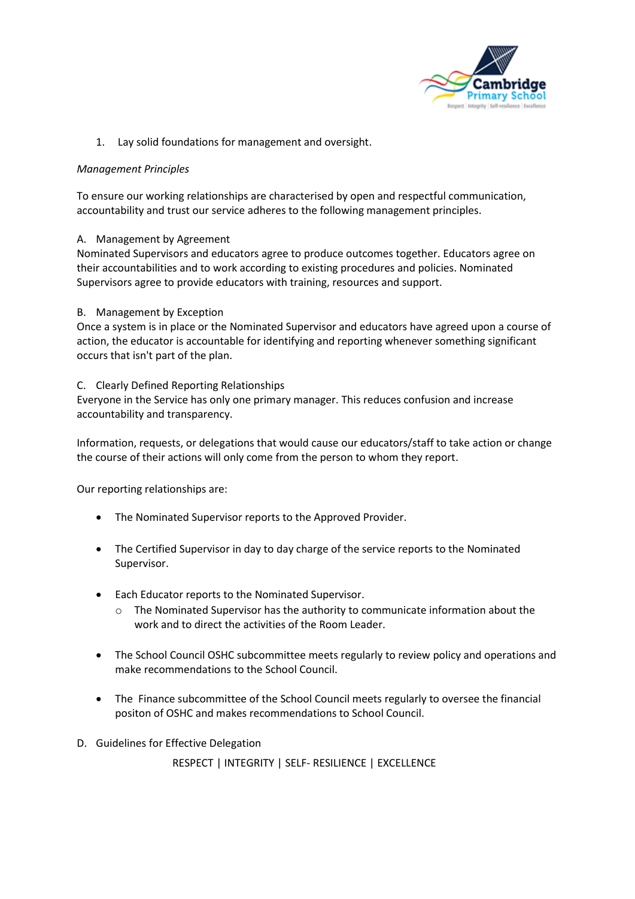1. Lay solid foundations for management and oversight.

*Management Principles*

To ensure our working relationships are characterised by open and respectful communication, accountability and trust our service adheres to the following management principles.

A. Management by Agreement
Nominated Supervisors and educators agree to produce outcomes together. Educators agree on their accountabilities and to work according to existing procedures and policies. Nominated Supervisors agree to provide educators with training, resources and support.

B. Management by Exception
Once a system is in place or the Nominated Supervisor and educators have agreed upon a course of action, the educator is accountable for identifying and reporting whenever something significant occurs that isn't part of the plan.

C. Clearly Defined Reporting Relationships
Everyone in the Service has only one primary manager. This reduces confusion and increase accountability and transparency.

Information, requests, or delegations that would cause our educators/staff to take action or change the course of their actions will only come from the person to whom they report.

Our reporting relationships are:

- The Nominated Supervisor reports to the Approved Provider.

- The Certified Supervisor in day to day charge of the service reports to the Nominated Supervisor.

- Each Educator reports to the Nominated Supervisor.
  - The Nominated Supervisor has the authority to communicate information about the work and to direct the activities of the Room Leader.

- The School Council OSHC subcommittee meets regularly to review policy and operations and make recommendations to the School Council.

- The Finance subcommittee of the School Council meets regularly to oversee the financial positon of OSHC and makes recommendations to School Council.

D. Guidelines for Effective Delegation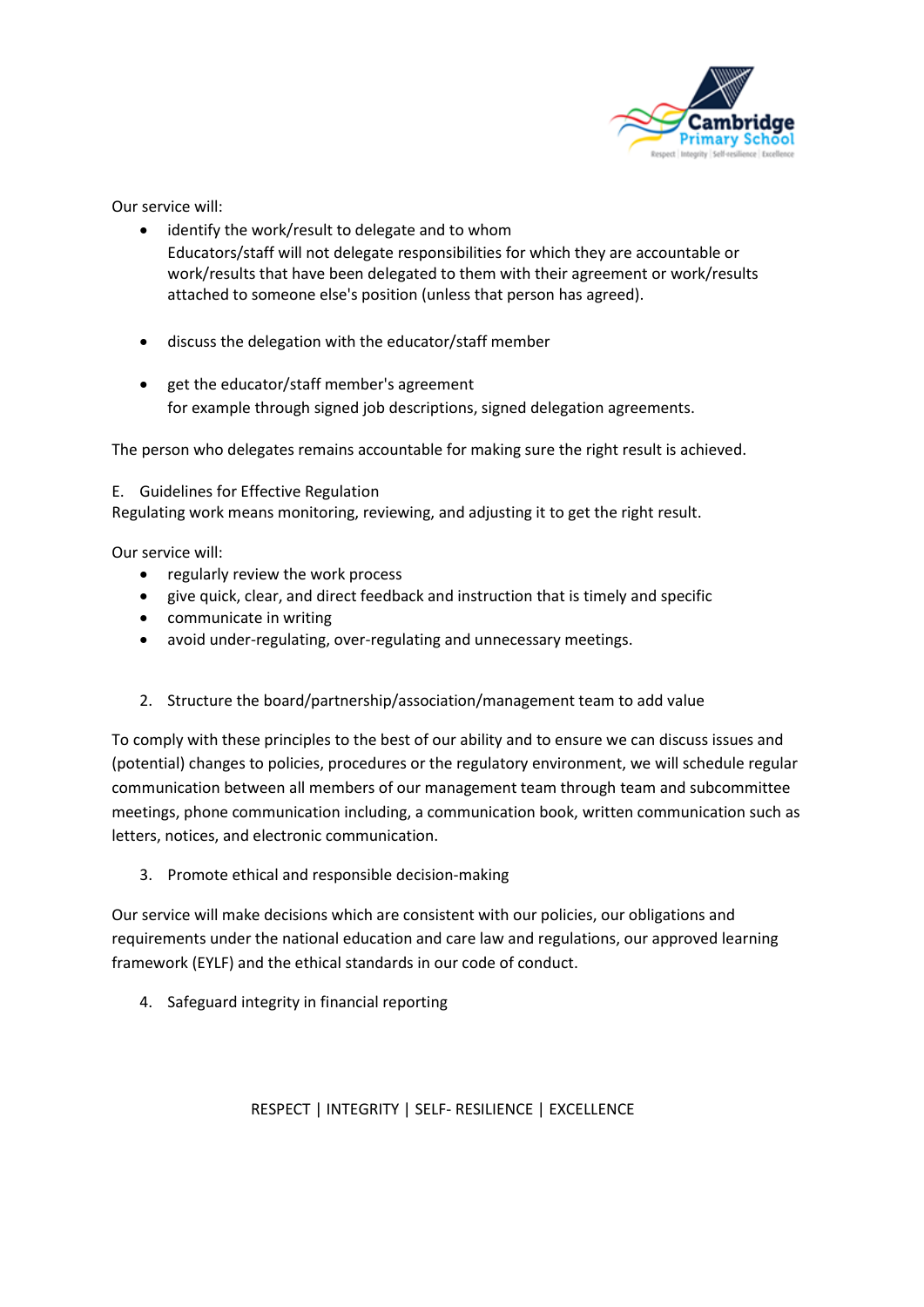Our service will:

- identify the work/result to delegate and to whom
  Educators/staff will not delegate responsibilities for which they are accountable or work/results that have been delegated to them with their agreement or work/results attached to someone else's position (unless that person has agreed).

- discuss the delegation with the educator/staff member

- get the educator/staff member's agreement
  for example through signed job descriptions, signed delegation agreements.

The person who delegates remains accountable for making sure the right result is achieved.

E. Guidelines for Effective Regulation
Regulating work means monitoring, reviewing, and adjusting it to get the right result.

Our service will:

- regularly review the work process
- give quick, clear, and direct feedback and instruction that is timely and specific
- communicate in writing
- avoid under-regulating, over-regulating and unnecessary meetings.

2. Structure the board/partnership/association/management team to add value

To comply with these principles to the best of our ability and to ensure we can discuss issues and (potential) changes to policies, procedures or the regulatory environment, we will schedule regular communication between all members of our management team through team and subcommittee meetings, phone communication including, a communication book, written communication such as letters, notices, and electronic communication.

3. Promote ethical and responsible decision-making

Our service will make decisions which are consistent with our policies, our obligations and requirements under the national education and care law and regulations, our approved learning framework (EYLF) and the ethical standards in our code of conduct.

4. Safeguard integrity in financial reporting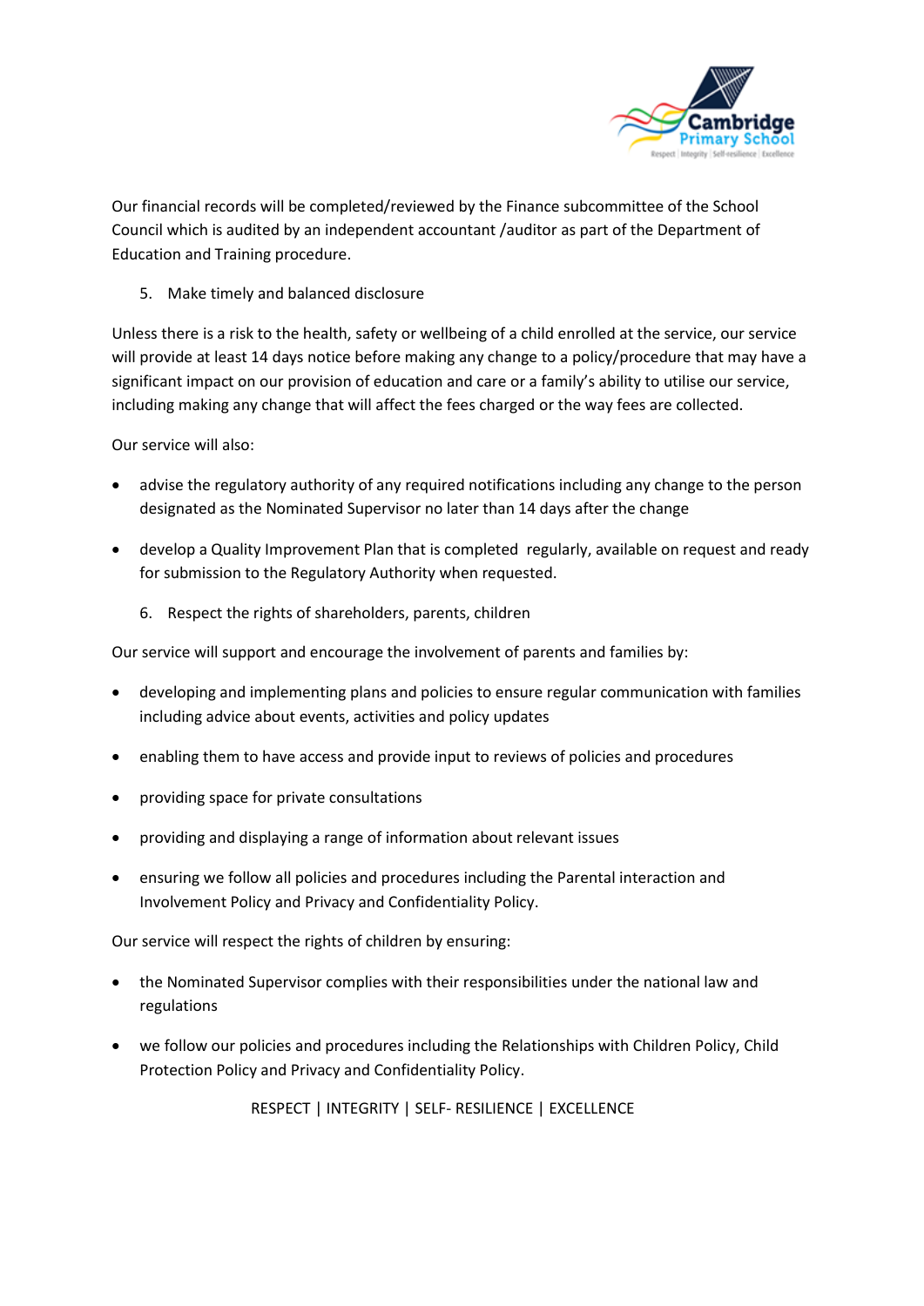Our financial records will be completed/reviewed by the Finance subcommittee of the School Council which is audited by an independent accountant /auditor as part of the Department of Education and Training procedure.

5. Make timely and balanced disclosure

Unless there is a risk to the health, safety or wellbeing of a child enrolled at the service, our service will provide at least 14 days notice before making any change to a policy/procedure that may have a significant impact on our provision of education and care or a family's ability to utilise our service, including making any change that will affect the fees charged or the way fees are collected.

Our service will also:

- advise the regulatory authority of any required notifications including any change to the person designated as the Nominated Supervisor no later than 14 days after the change
- develop a Quality Improvement Plan that is completed regularly, available on request and ready for submission to the Regulatory Authority when requested.

6. Respect the rights of shareholders, parents, children

Our service will support and encourage the involvement of parents and families by:

- developing and implementing plans and policies to ensure regular communication with families including advice about events, activities and policy updates
- enabling them to have access and provide input to reviews of policies and procedures
- providing space for private consultations
- providing and displaying a range of information about relevant issues
- ensuring we follow all policies and procedures including the Parental interaction and Involvement Policy and Privacy and Confidentiality Policy.

Our service will respect the rights of children by ensuring:

- the Nominated Supervisor complies with their responsibilities under the national law and regulations
- we follow our policies and procedures including the Relationships with Children Policy, Child Protection Policy and Privacy and Confidentiality Policy.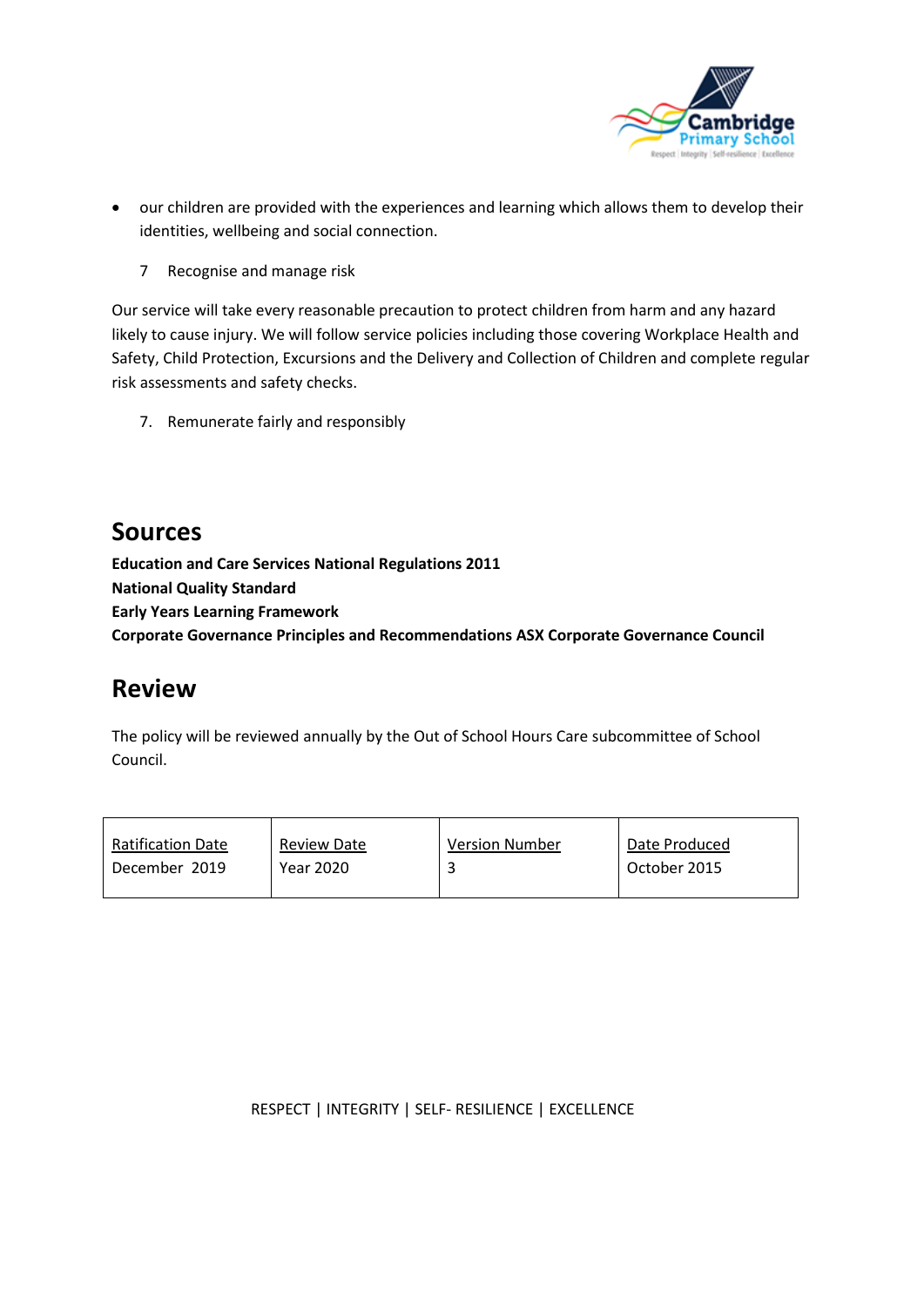- our children are provided with the experiences and learning which allows them to develop their identities, wellbeing and social connection.

7 Recognise and manage risk

Our service will take every reasonable precaution to protect children from harm and any hazard likely to cause injury. We will follow service policies including those covering Workplace Health and Safety, Child Protection, Excursions and the Delivery and Collection of Children and complete regular risk assessments and safety checks.

7. Remunerate fairly and responsibly

## Sources

**Education and Care Services National Regulations 2011**
**National Quality Standard**
**Early Years Learning Framework**
**Corporate Governance Principles and Recommendations ASX Corporate Governance Council**

## Review

The policy will be reviewed annually by the Out of School Hours Care subcommittee of School Council.

| Ratification Date | Review Date | Version Number | Date Produced |
|---|---|---|---|
| December 2019 | Year 2020 | 3 | October 2015 |